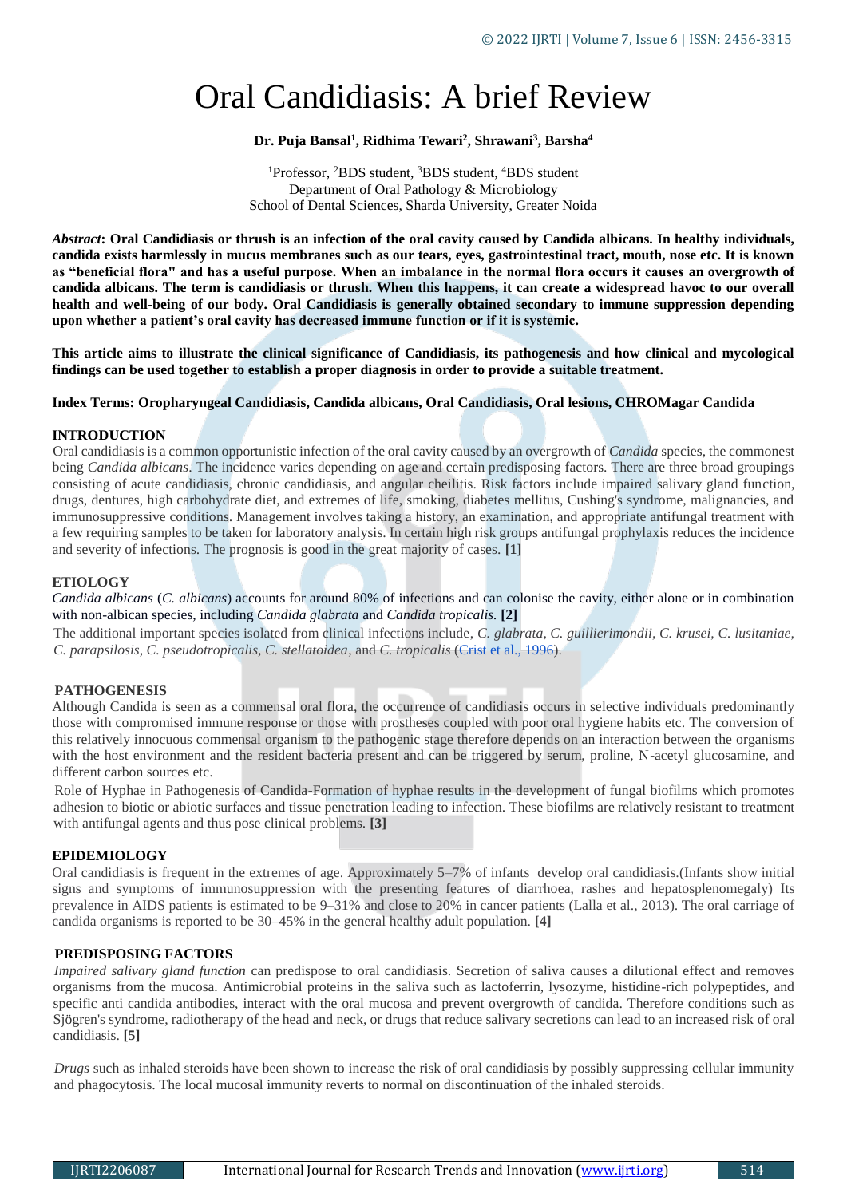# Oral Candidiasis: A brief Review

**Dr. Puja Bansal[1], Ridhima Tewari[2], Shrawani[3], Barsha[4]**

[1]Professor, [2]BDS student, [3]BDS student, [4]BDS student
Department of Oral Pathology & Microbiology
School of Dental Sciences, Sharda University, Greater Noida

***Abstract*: Oral Candidiasis or thrush is an infection of the oral cavity caused by Candida albicans. In healthy individuals, candida exists harmlessly in mucus membranes such as our tears, eyes, gastrointestinal tract, mouth, nose etc. It is known as "beneficial flora" and has a useful purpose. When an imbalance in the normal flora occurs it causes an overgrowth of candida albicans. The term is candidiasis or thrush. When this happens, it can create a widespread havoc to our overall health and well-being of our body. Oral Candidiasis is generally obtained secondary to immune suppression depending upon whether a patient's oral cavity has decreased immune function or if it is systemic.**

**This article aims to illustrate the clinical significance of Candidiasis, its pathogenesis and how clinical and mycological findings can be used together to establish a proper diagnosis in order to provide a suitable treatment.**

**Index Terms: Oropharyngeal Candidiasis, Candida albicans, Oral Candidiasis, Oral lesions, CHROMagar Candida**

## INTRODUCTION

Oral candidiasis is a common opportunistic infection of the oral cavity caused by an overgrowth of *Candida* species, the commonest being *Candida albicans*. The incidence varies depending on age and certain predisposing factors. There are three broad groupings consisting of acute candidiasis, chronic candidiasis, and angular cheilitis. Risk factors include impaired salivary gland function, drugs, dentures, high carbohydrate diet, and extremes of life, smoking, diabetes mellitus, Cushing's syndrome, malignancies, and immunosuppressive conditions. Management involves taking a history, an examination, and appropriate antifungal treatment with a few requiring samples to be taken for laboratory analysis. In certain high risk groups antifungal prophylaxis reduces the incidence and severity of infections. The prognosis is good in the great majority of cases. **[1]**

## ETIOLOGY

*Candida albicans* (*C. albicans*) accounts for around 80% of infections and can colonise the cavity, either alone or in combination with non-albican species, including *Candida glabrata* and *Candida tropicalis.* **[2]**

The additional important species isolated from clinical infections include, *C. glabrata, C. guillierimondii, C. krusei, C. lusitaniae, C. parapsilosis, C. pseudotropicalis, C. stellatoidea*, and *C. tropicalis* (Crist et al., 1996).

## PATHOGENESIS

Although Candida is seen as a commensal oral flora, the occurrence of candidiasis occurs in selective individuals predominantly those with compromised immune response or those with prostheses coupled with poor oral hygiene habits etc. The conversion of this relatively innocuous commensal organism to the pathogenic stage therefore depends on an interaction between the organisms with the host environment and the resident bacteria present and can be triggered by serum, proline, N-acetyl glucosamine, and different carbon sources etc.

Role of Hyphae in Pathogenesis of Candida-Formation of hyphae results in the development of fungal biofilms which promotes adhesion to biotic or abiotic surfaces and tissue penetration leading to infection. These biofilms are relatively resistant to treatment with antifungal agents and thus pose clinical problems. **[3]**

## EPIDEMIOLOGY

Oral candidiasis is frequent in the extremes of age. Approximately 5–7% of infants develop oral candidiasis.(Infants show initial signs and symptoms of immunosuppression with the presenting features of diarrhoea, rashes and hepatosplenomegaly) Its prevalence in AIDS patients is estimated to be 9–31% and close to 20% in cancer patients (Lalla et al., 2013). The oral carriage of candida organisms is reported to be 30–45% in the general healthy adult population. **[4]**

## PREDISPOSING FACTORS

*Impaired salivary gland function* can predispose to oral candidiasis. Secretion of saliva causes a dilutional effect and removes organisms from the mucosa. Antimicrobial proteins in the saliva such as lactoferrin, lysozyme, histidine-rich polypeptides, and specific anti candida antibodies, interact with the oral mucosa and prevent overgrowth of candida. Therefore conditions such as Sjögren's syndrome, radiotherapy of the head and neck, or drugs that reduce salivary secretions can lead to an increased risk of oral candidiasis. **[5]**

*Drugs* such as inhaled steroids have been shown to increase the risk of oral candidiasis by possibly suppressing cellular immunity and phagocytosis. The local mucosal immunity reverts to normal on discontinuation of the inhaled steroids.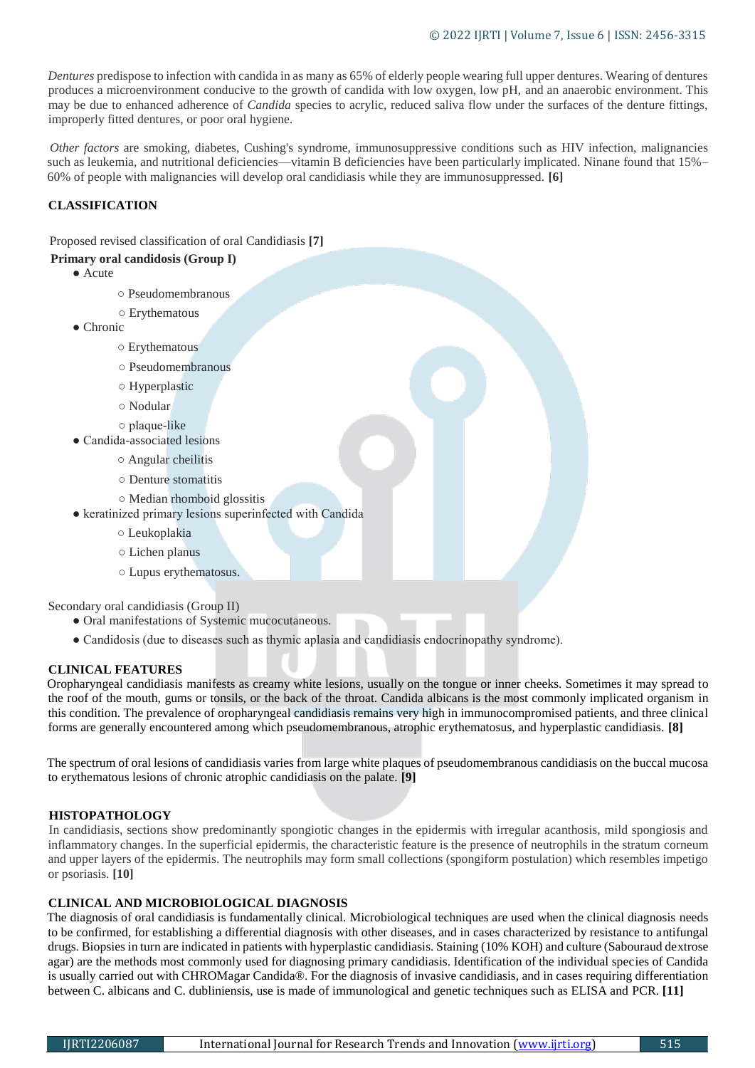*Dentures* predispose to infection with candida in as many as 65% of elderly people wearing full upper dentures. Wearing of dentures produces a microenvironment conducive to the growth of candida with low oxygen, low pH, and an anaerobic environment. This may be due to enhanced adherence of *Candida* species to acrylic, reduced saliva flow under the surfaces of the denture fittings, improperly fitted dentures, or poor oral hygiene.

*Other factors* are smoking, diabetes, Cushing's syndrome, immunosuppressive conditions such as HIV infection, malignancies such as leukemia, and nutritional deficiencies—vitamin B deficiencies have been particularly implicated. Ninane found that 15%–60% of people with malignancies will develop oral candidiasis while they are immunosuppressed. **[6]**

## CLASSIFICATION

Proposed revised classification of oral Candidiasis **[7]**

**Primary oral candidosis (Group I)**

- Acute
  - Pseudomembranous
  - Erythematous
- Chronic
  - Erythematous
  - Pseudomembranous
  - Hyperplastic
  - Nodular
  - plaque-like
- Candida-associated lesions
  - Angular cheilitis
  - Denture stomatitis
  - Median rhomboid glossitis
- keratinized primary lesions superinfected with Candida
  - Leukoplakia
  - Lichen planus
  - Lupus erythematosus.

Secondary oral candidiasis (Group II)

- Oral manifestations of Systemic mucocutaneous.
- Candidosis (due to diseases such as thymic aplasia and candidiasis endocrinopathy syndrome).

## CLINICAL FEATURES

Oropharyngeal candidiasis manifests as creamy white lesions, usually on the tongue or inner cheeks. Sometimes it may spread to the roof of the mouth, gums or tonsils, or the back of the throat. Candida albicans is the most commonly implicated organism in this condition. The prevalence of oropharyngeal candidiasis remains very high in immunocompromised patients, and three clinical forms are generally encountered among which pseudomembranous, atrophic erythematosus, and hyperplastic candidiasis. **[8]**

The spectrum of oral lesions of candidiasis varies from large white plaques of pseudomembranous candidiasis on the buccal mucosa to erythematous lesions of chronic atrophic candidiasis on the palate. **[9]**

## HISTOPATHOLOGY

In candidiasis, sections show predominantly spongiotic changes in the epidermis with irregular acanthosis, mild spongiosis and inflammatory changes. In the superficial epidermis, the characteristic feature is the presence of neutrophils in the stratum corneum and upper layers of the epidermis. The neutrophils may form small collections (spongiform postulation) which resembles impetigo or psoriasis. **[10]**

## CLINICAL AND MICROBIOLOGICAL DIAGNOSIS

The diagnosis of oral candidiasis is fundamentally clinical. Microbiological techniques are used when the clinical diagnosis needs to be confirmed, for establishing a differential diagnosis with other diseases, and in cases characterized by resistance to antifungal drugs. Biopsies in turn are indicated in patients with hyperplastic candidiasis. Staining (10% KOH) and culture (Sabouraud dextrose agar) are the methods most commonly used for diagnosing primary candidiasis. Identification of the individual species of Candida is usually carried out with CHROMagar Candida®. For the diagnosis of invasive candidiasis, and in cases requiring differentiation between C. albicans and C. dubliniensis, use is made of immunological and genetic techniques such as ELISA and PCR. **[11]**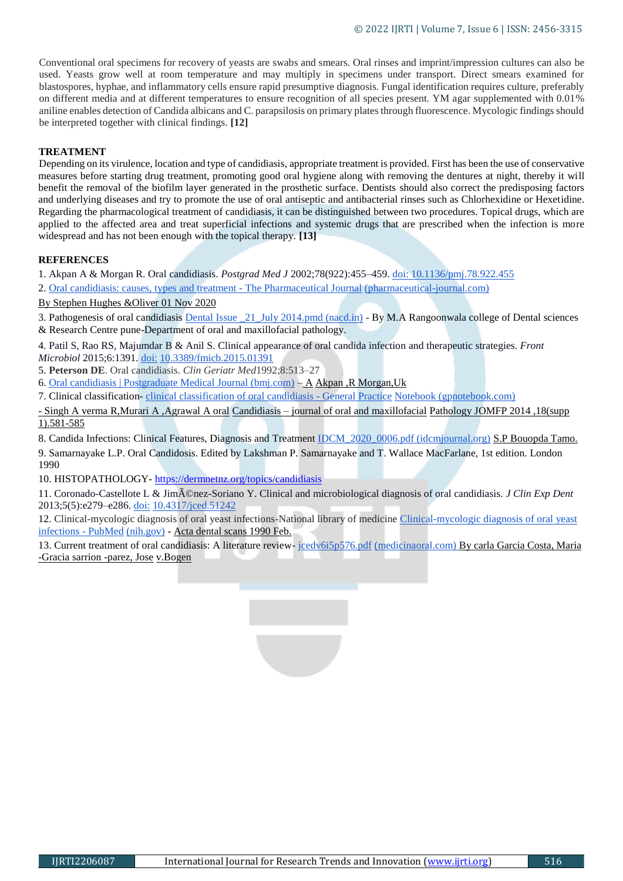Conventional oral specimens for recovery of yeasts are swabs and smears. Oral rinses and imprint/impression cultures can also be used. Yeasts grow well at room temperature and may multiply in specimens under transport. Direct smears examined for blastospores, hyphae, and inflammatory cells ensure rapid presumptive diagnosis. Fungal identification requires culture, preferably on different media and at different temperatures to ensure recognition of all species present. YM agar supplemented with 0.01% aniline enables detection of Candida albicans and C. parapsilosis on primary plates through fluorescence. Mycologic findings should be interpreted together with clinical findings. **[12]**

## TREATMENT

Depending on its virulence, location and type of candidiasis, appropriate treatment is provided. First has been the use of conservative measures before starting drug treatment, promoting good oral hygiene along with removing the dentures at night, thereby it will benefit the removal of the biofilm layer generated in the prosthetic surface. Dentists should also correct the predisposing factors and underlying diseases and try to promote the use of oral antiseptic and antibacterial rinses such as Chlorhexidine or Hexetidine. Regarding the pharmacological treatment of candidiasis, it can be distinguished between two procedures. Topical drugs, which are applied to the affected area and treat superficial infections and systemic drugs that are prescribed when the infection is more widespread and has not been enough with the topical therapy. **[13]**

## REFERENCES

1. Akpan A & Morgan R. Oral candidiasis. *Postgrad Med J* 2002;78(922):455–459. doi: 10.1136/pmj.78.922.455
2. Oral candidiasis: causes, types and treatment - The Pharmaceutical Journal (pharmaceutical-journal.com) By Stephen Hughes &Oliver 01 Nov 2020
3. Pathogenesis of oral candidiasis Dental Issue _21_July 2014.pmd (nacd.in) - By M.A Rangoonwala college of Dental sciences & Research Centre pune-Department of oral and maxillofacial pathology.
4. Patil S, Rao RS, Majumdar B & Anil S. Clinical appearance of oral candida infection and therapeutic strategies. *Front Microbiol* 2015;6:1391. doi: 10.3389/fmicb.2015.01391
5. **Peterson DE**. Oral candidiasis. *Clin Geriatr Med*1992;8:513–27
6. Oral candidiasis | Postgraduate Medical Journal (bmj.com) – A Akpan ,R Morgan,Uk
7. Clinical classification- clinical classification of oral candidiasis - General Practice Notebook (gpnotebook.com) - Singh A verma R,Murari A ,Agrawal A oral Candidiasis – journal of oral and maxillofacial Pathology JOMFP 2014 ,18(supp 1).581-585
8. Candida Infections: Clinical Features, Diagnosis and Treatment IDCM_2020_0006.pdf (idcmjournal.org) S.P Bouopda Tamo.
9. Samarnayake L.P. Oral Candidosis. Edited by Lakshman P. Samarnayake and T. Wallace MacFarlane, 1st edition. London 1990
10. HISTOPATHOLOGY- https://dermnetnz.org/topics/candidiasis
11. Coronado-Castellote L & JimÃ©nez-Soriano Y. Clinical and microbiological diagnosis of oral candidiasis. *J Clin Exp Dent* 2013;5(5):e279–e286. doi: 10.4317/jced.51242
12. Clinical-mycologic diagnosis of oral yeast infections-National library of medicine Clinical-mycologic diagnosis of oral yeast infections - PubMed (nih.gov) - Acta dental scans 1990 Feb.
13. Current treatment of oral candidiasis: A literature review- jcedv6i5p576.pdf (medicinaoral.com) By carla Garcia Costa, Maria -Gracia sarrion -parez, Jose v.Bogen